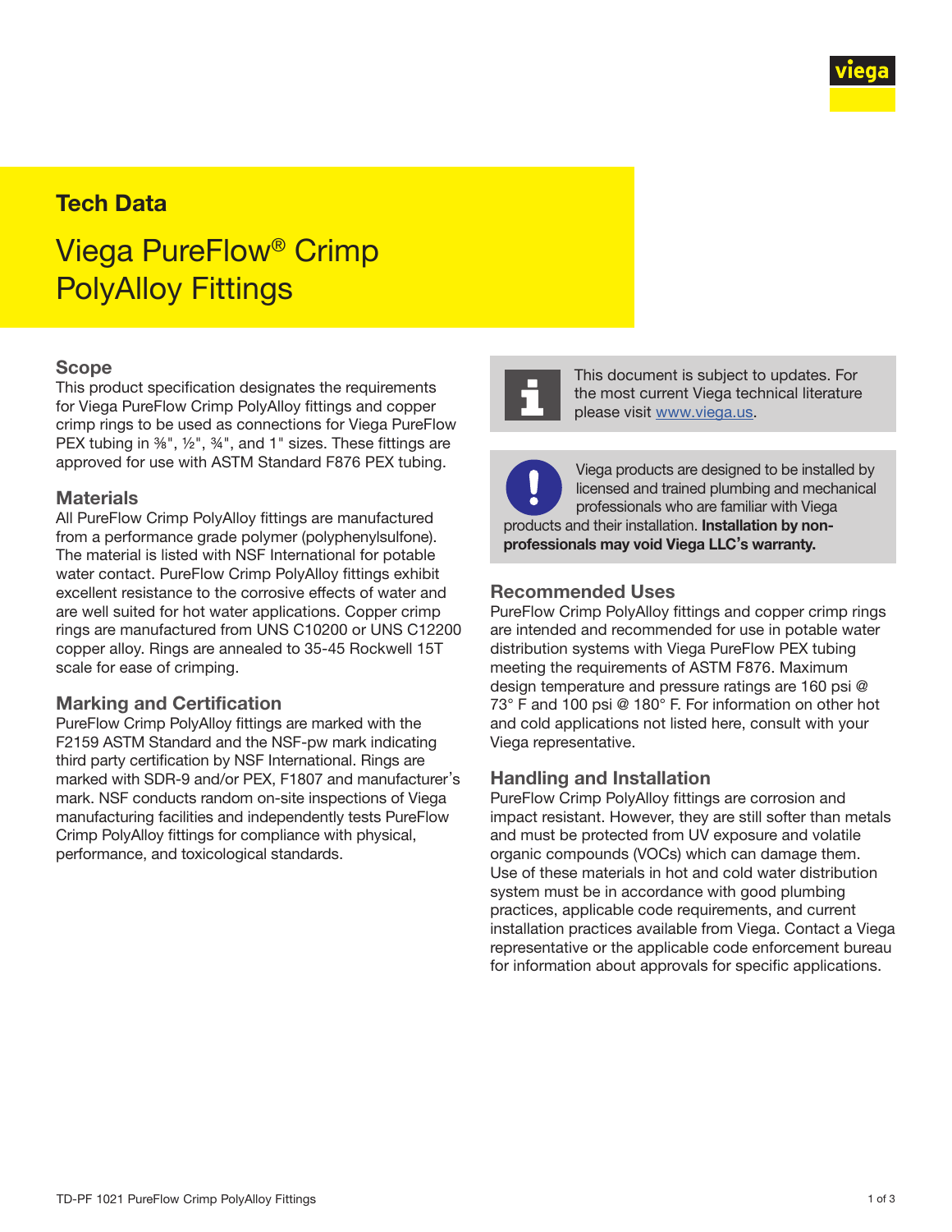Tech Data

# Viega PureFlow® Crimp PolyAlloy Fittings

## Scope

This product specification designates the requirements for Viega PureFlow Crimp PolyAlloy fittings and copper crimp rings to be used as connections for Viega PureFlow PEX tubing in ⅜", ½", ¾", and 1" sizes. These fittings are approved for use with ASTM Standard F876 PEX tubing.

## Materials

All PureFlow Crimp PolyAlloy fittings are manufactured from a performance grade polymer (polyphenylsulfone). The material is listed with NSF International for potable water contact. PureFlow Crimp PolyAlloy fittings exhibit excellent resistance to the corrosive effects of water and are well suited for hot water applications. Copper crimp rings are manufactured from UNS C10200 or UNS C12200 copper alloy. Rings are annealed to 35-45 Rockwell 15T scale for ease of crimping.

## Marking and Certification

PureFlow Crimp PolyAlloy fittings are marked with the F2159 ASTM Standard and the NSF-pw mark indicating third party certification by NSF International. Rings are marked with SDR-9 and/or PEX, F1807 and manufacturer's mark. NSF conducts random on-site inspections of Viega manufacturing facilities and independently tests PureFlow Crimp PolyAlloy fittings for compliance with physical, performance, and toxicological standards.

This document is subject to updates. For the most current Viega technical literature please visit www.viega.us.

Viega products are designed to be installed by licensed and trained plumbing and mechanical professionals who are familiar with Viega products and their installation. **Installation by non-professionals may void Viega LLC's warranty.**

## Recommended Uses

PureFlow Crimp PolyAlloy fittings and copper crimp rings are intended and recommended for use in potable water distribution systems with Viega PureFlow PEX tubing meeting the requirements of ASTM F876. Maximum design temperature and pressure ratings are 160 psi @ 73° F and 100 psi @ 180° F. For information on other hot and cold applications not listed here, consult with your Viega representative.

## Handling and Installation

PureFlow Crimp PolyAlloy fittings are corrosion and impact resistant. However, they are still softer than metals and must be protected from UV exposure and volatile organic compounds (VOCs) which can damage them. Use of these materials in hot and cold water distribution system must be in accordance with good plumbing practices, applicable code requirements, and current installation practices available from Viega. Contact a Viega representative or the applicable code enforcement bureau for information about approvals for specific applications.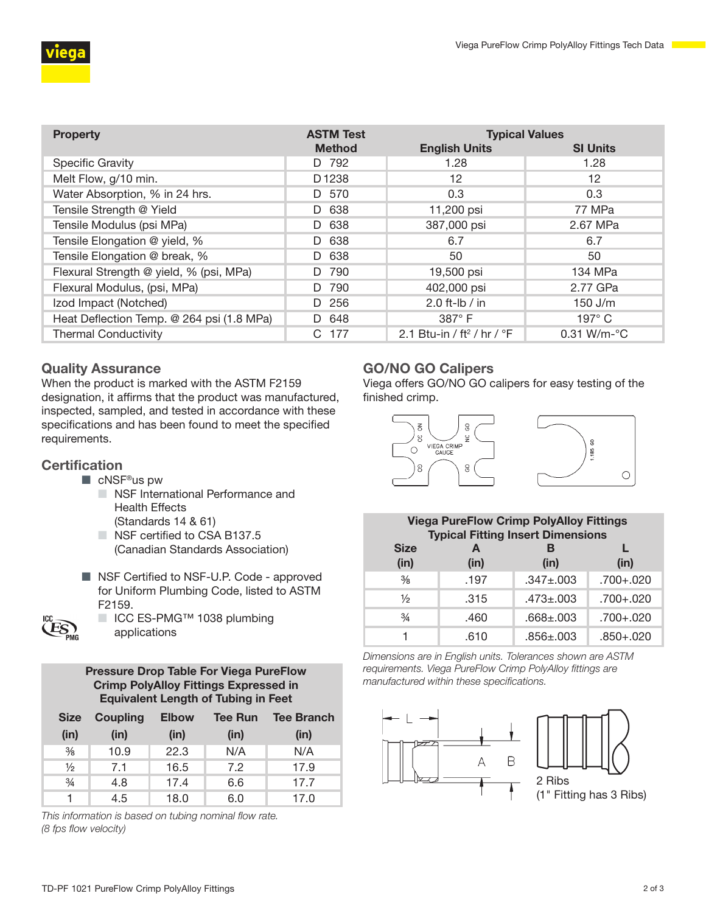| Property | ASTM Test Method | Typical Values | |
|---|---|---|---|
| | | English Units | SI Units |
| Specific Gravity | D 792 | 1.28 | 1.28 |
| Melt Flow, g/10 min. | D 1238 | 12 | 12 |
| Water Absorption, % in 24 hrs. | D 570 | 0.3 | 0.3 |
| Tensile Strength @ Yield | D 638 | 11,200 psi | 77 MPa |
| Tensile Modulus (psi MPa) | D 638 | 387,000 psi | 2.67 MPa |
| Tensile Elongation @ yield, % | D 638 | 6.7 | 6.7 |
| Tensile Elongation @ break, % | D 638 | 50 | 50 |
| Flexural Strength @ yield, % (psi, MPa) | D 790 | 19,500 psi | 134 MPa |
| Flexural Modulus, (psi, MPa) | D 790 | 402,000 psi | 2.77 GPa |
| Izod Impact (Notched) | D 256 | 2.0 ft-lb / in | 150 J/m |
| Heat Deflection Temp. @ 264 psi (1.8 MPa) | D 648 | 387° F | 197° C |
| Thermal Conductivity | C 177 | 2.1 Btu-in / ft² / hr / °F | 0.31 W/m-°C |

## Quality Assurance

When the product is marked with the ASTM F2159 designation, it affirms that the product was manufactured, inspected, sampled, and tested in accordance with these specifications and has been found to meet the specified requirements.

## Certification

- cNSF®us pw
  - NSF International Performance and Health Effects (Standards 14 & 61)
  - NSF certified to CSA B137.5 (Canadian Standards Association)
- NSF Certified to NSF-U.P. Code - approved for Uniform Plumbing Code, listed to ASTM F2159.
  - ICC ES-PMG™ 1038 plumbing applications

| Pressure Drop Table For Viega PureFlow Crimp PolyAlloy Fittings Expressed in Equivalent Length of Tubing in Feet | | | | |
|---|---|---|---|---|
| Size (in) | Coupling (in) | Elbow (in) | Tee Run (in) | Tee Branch (in) |
| ⅜ | 10.9 | 22.3 | N/A | N/A |
| ½ | 7.1 | 16.5 | 7.2 | 17.9 |
| ¾ | 4.8 | 17.4 | 6.6 | 17.7 |
| 1 | 4.5 | 18.0 | 6.0 | 17.0 |

*This information is based on tubing nominal flow rate. (8 fps flow velocity)*

## GO/NO GO Calipers

Viega offers GO/NO GO calipers for easy testing of the finished crimp.

| Viega PureFlow Crimp PolyAlloy Fittings Typical Fitting Insert Dimensions | | | |
|---|---|---|---|
| Size (in) | A (in) | B (in) | L (in) |
| ⅜ | .197 | .347±.003 | .700+.020 |
| ½ | .315 | .473±.003 | .700+.020 |
| ¾ | .460 | .668±.003 | .700+.020 |
| 1 | .610 | .856±.003 | .850+.020 |

*Dimensions are in English units. Tolerances shown are ASTM requirements. Viega PureFlow Crimp PolyAlloy fittings are manufactured within these specifications.*

2 Ribs
(1" Fitting has 3 Ribs)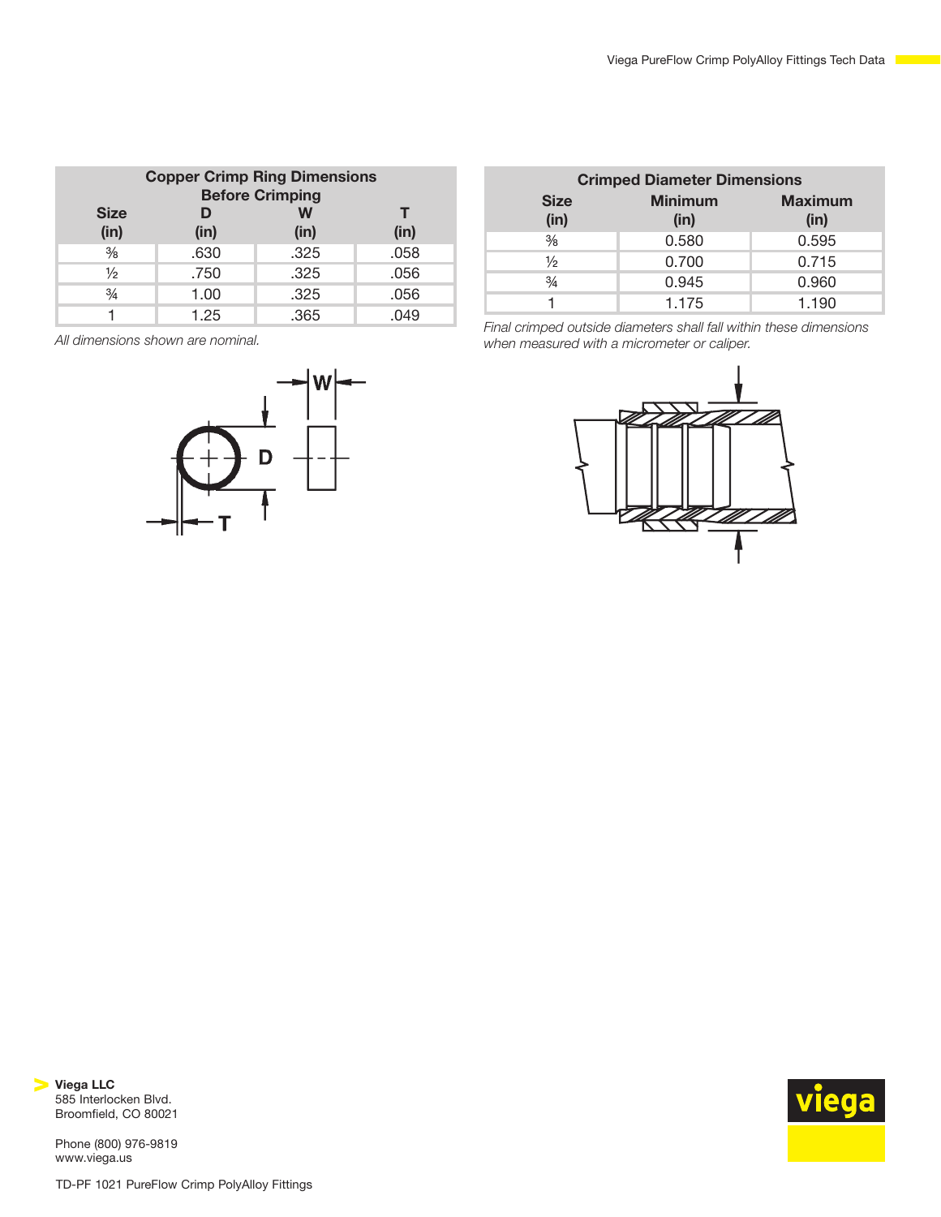| Copper Crimp Ring Dimensions Before Crimping | | | |
|---|---|---|---|
| Size (in) | D (in) | W (in) | T (in) |
| ⅜ | .630 | .325 | .058 |
| ½ | .750 | .325 | .056 |
| ¾ | 1.00 | .325 | .056 |
| 1 | 1.25 | .365 | .049 |

*All dimensions shown are nominal.*

W

D

T

| Crimped Diameter Dimensions | | |
|---|---|---|
| Size (in) | Minimum (in) | Maximum (in) |
| ⅜ | 0.580 | 0.595 |
| ½ | 0.700 | 0.715 |
| ¾ | 0.945 | 0.960 |
| 1 | 1.175 | 1.190 |

*Final crimped outside diameters shall fall within these dimensions when measured with a micrometer or caliper.*

**Viega LLC**
585 Interlocken Blvd.
Broomfield, CO 80021

Phone (800) 976-9819
www.viega.us

TD-PF 1021 PureFlow Crimp PolyAlloy Fittings